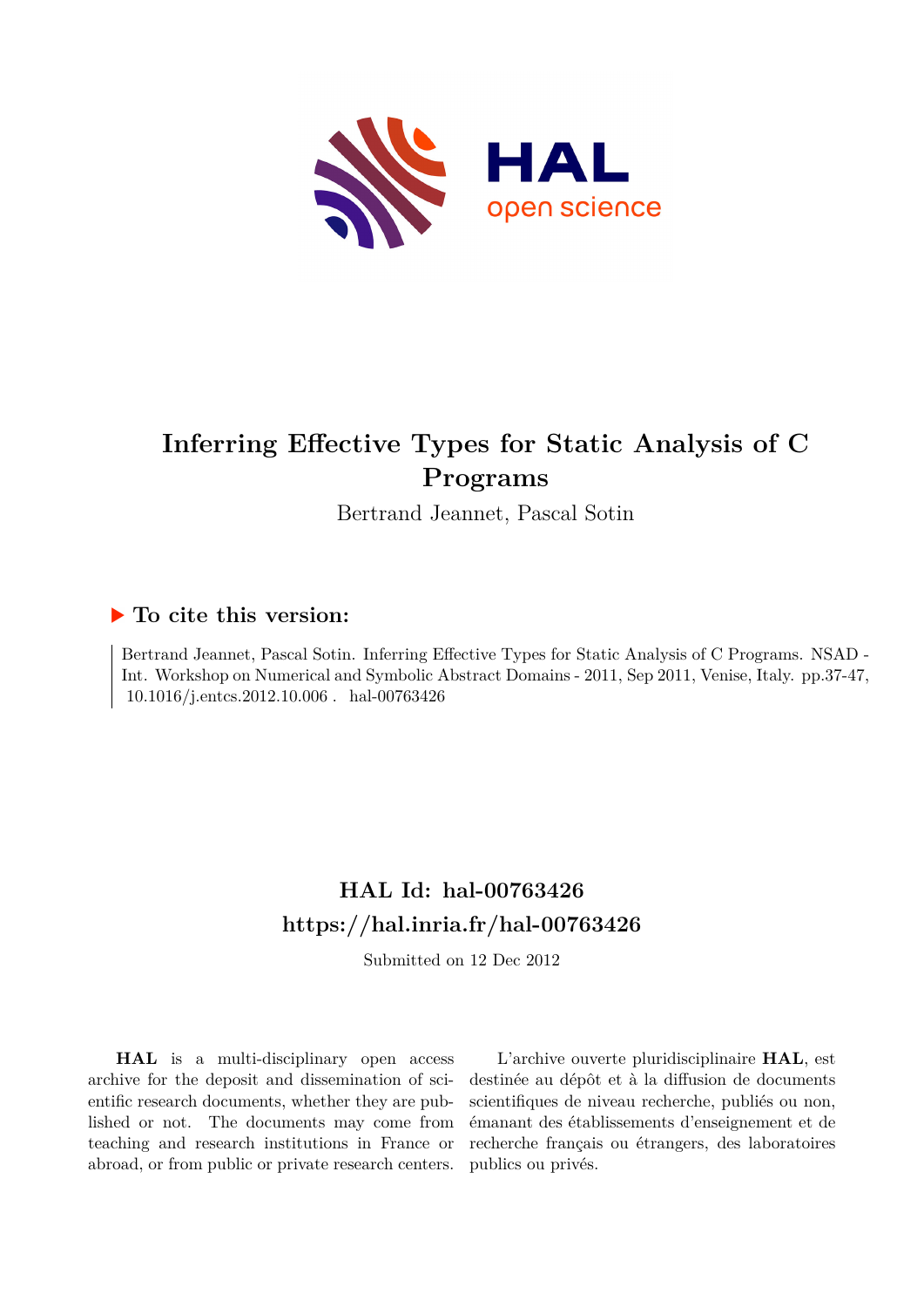# Inferring Effective Types for Static Analysis of C Programs

Bertrand Jeannet, Pascal Sotin

## ▶ To cite this version:

Bertrand Jeannet, Pascal Sotin. Inferring Effective Types for Static Analysis of C Programs. NSAD - Int. Workshop on Numerical and Symbolic Abstract Domains - 2011, Sep 2011, Venise, Italy. pp.37-47, 10.1016/j.entcs.2012.10.006 . hal-00763426

## HAL Id: hal-00763426

## https://hal.inria.fr/hal-00763426

Submitted on 12 Dec 2012

**HAL** is a multi-disciplinary open access archive for the deposit and dissemination of scientific research documents, whether they are published or not. The documents may come from teaching and research institutions in France or abroad, or from public or private research centers.

L'archive ouverte pluridisciplinaire **HAL**, est destinée au dépôt et à la diffusion de documents scientifiques de niveau recherche, publiés ou non, émanant des établissements d'enseignement et de recherche français ou étrangers, des laboratoires publics ou privés.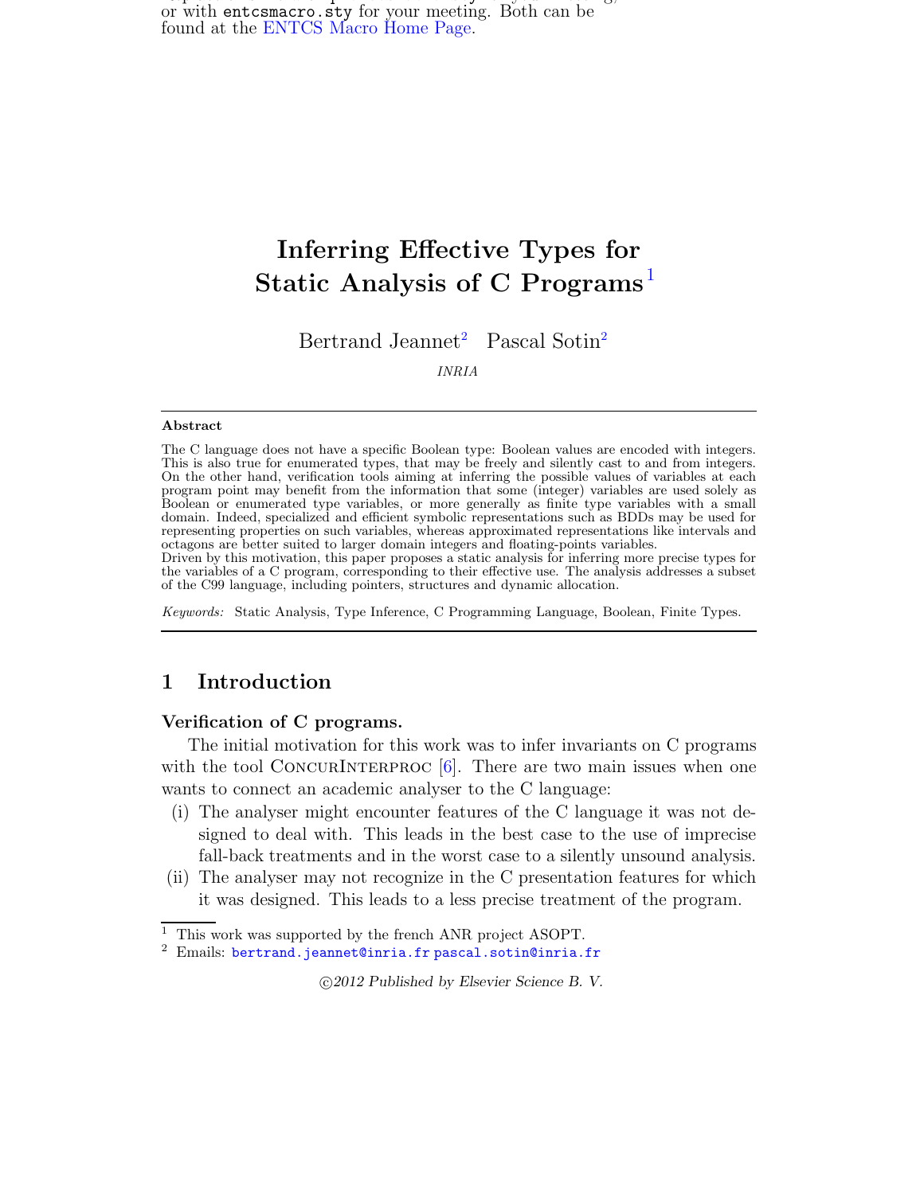or with entcsmacro.sty for your meeting. Both can be found at the ENTCS Macro Home Page.

# Inferring Effective Types for Static Analysis of C Programs [1]

Bertrand Jeannet [2] Pascal Sotin [2]

*INRIA*

## Abstract

The C language does not have a specific Boolean type: Boolean values are encoded with integers. This is also true for enumerated types, that may be freely and silently cast to and from integers. On the other hand, verification tools aiming at inferring the possible values of variables at each program point may benefit from the information that some (integer) variables are used solely as Boolean or enumerated type variables, or more generally as finite type variables with a small domain. Indeed, specialized and efficient symbolic representations such as BDDs may be used for representing properties on such variables, whereas approximated representations like intervals and octagons are better suited to larger domain integers and floating-points variables.
Driven by this motivation, this paper proposes a static analysis for inferring more precise types for the variables of a C program, corresponding to their effective use. The analysis addresses a subset of the C99 language, including pointers, structures and dynamic allocation.

*Keywords:* Static Analysis, Type Inference, C Programming Language, Boolean, Finite Types.

## 1 Introduction

### Verification of C programs.

The initial motivation for this work was to infer invariants on C programs with the tool ConcurInterproc [6]. There are two main issues when one wants to connect an academic analyser to the C language:

(i) The analyser might encounter features of the C language it was not designed to deal with. This leads in the best case to the use of imprecise fall-back treatments and in the worst case to a silently unsound analysis.

(ii) The analyser may not recognize in the C presentation features for which it was designed. This leads to a less precise treatment of the program.

---

[1] This work was supported by the french ANR project ASOPT.

[2] Emails: bertrand.jeannet@inria.fr pascal.sotin@inria.fr

©2012 Published by Elsevier Science B. V.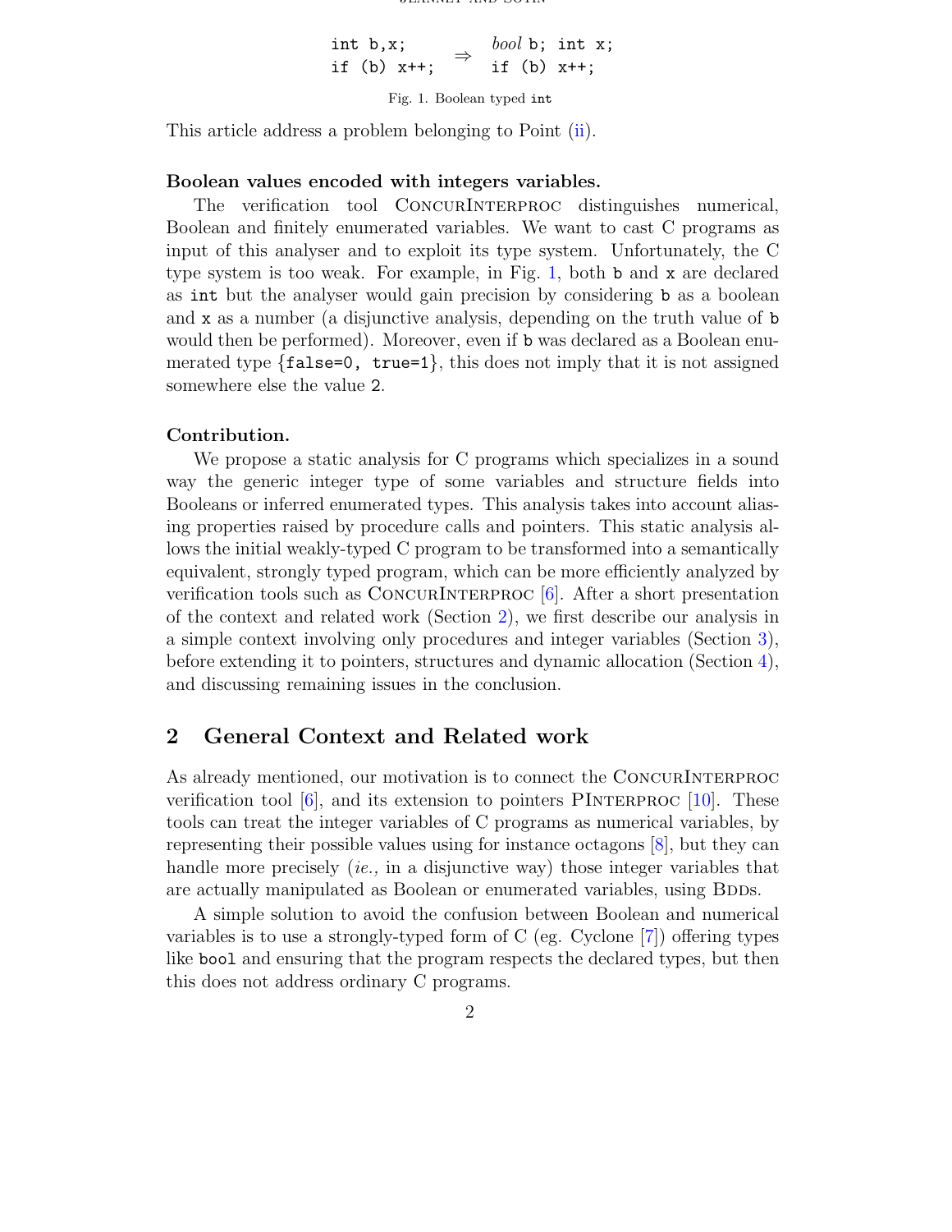```
int b,x;          ⇒   bool b; int x;
if (b) x++;           if (b) x++;
```

Fig. 1. Boolean typed `int`

This article address a problem belonging to Point (ii).

**Boolean values encoded with integers variables.**

The verification tool ConcurInterproc distinguishes numerical, Boolean and finitely enumerated variables. We want to cast C programs as input of this analyser and to exploit its type system. Unfortunately, the C type system is too weak. For example, in Fig. 1, both `b` and `x` are declared as `int` but the analyser would gain precision by considering `b` as a boolean and `x` as a number (a disjunctive analysis, depending on the truth value of `b` would then be performed). Moreover, even if `b` was declared as a Boolean enumerated type {`false=0, true=1`}, this does not imply that it is not assigned somewhere else the value `2`.

**Contribution.**

We propose a static analysis for C programs which specializes in a sound way the generic integer type of some variables and structure fields into Booleans or inferred enumerated types. This analysis takes into account aliasing properties raised by procedure calls and pointers. This static analysis allows the initial weakly-typed C program to be transformed into a semantically equivalent, strongly typed program, which can be more efficiently analyzed by verification tools such as ConcurInterproc [6]. After a short presentation of the context and related work (Section 2), we first describe our analysis in a simple context involving only procedures and integer variables (Section 3), before extending it to pointers, structures and dynamic allocation (Section 4), and discussing remaining issues in the conclusion.

## 2 General Context and Related work

As already mentioned, our motivation is to connect the ConcurInterproc verification tool [6], and its extension to pointers PInterproc [10]. These tools can treat the integer variables of C programs as numerical variables, by representing their possible values using for instance octagons [8], but they can handle more precisely (*ie.,* in a disjunctive way) those integer variables that are actually manipulated as Boolean or enumerated variables, using Bdds.

A simple solution to avoid the confusion between Boolean and numerical variables is to use a strongly-typed form of C (eg. Cyclone [7]) offering types like `bool` and ensuring that the program respects the declared types, but then this does not address ordinary C programs.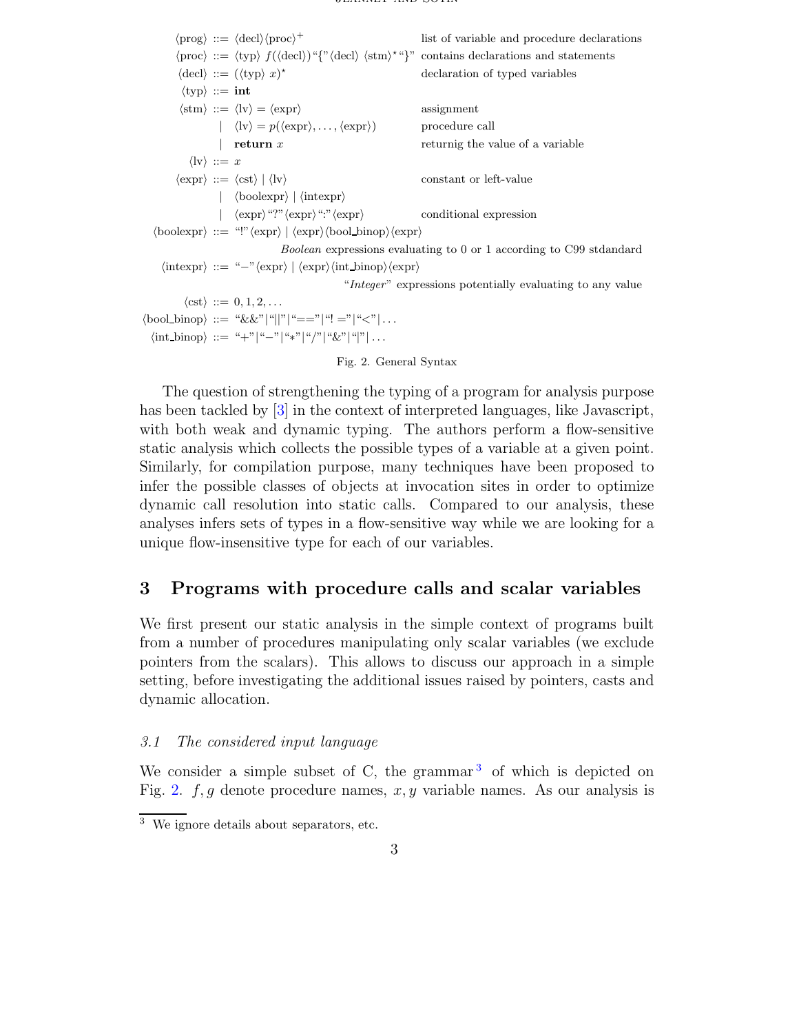| | | | |
|---|---|---|---|
| ⟨prog⟩ | ::= | ⟨decl⟩⟨proc⟩$^+$ | list of variable and procedure declarations |
| ⟨proc⟩ | ::= | ⟨typ⟩ $f$(⟨decl⟩)"{"⟨decl⟩ ⟨stm⟩$^\star$"}" | contains declarations and statements |
| ⟨decl⟩ | ::= | (⟨typ⟩ $x$)$^\star$ | declaration of typed variables |
| ⟨typ⟩ | ::= | **int** | |
| ⟨stm⟩ | ::= | ⟨lv⟩ = ⟨expr⟩ | assignment |
| | \| | ⟨lv⟩ = $p$(⟨expr⟩, . . . , ⟨expr⟩) | procedure call |
| | \| | **return** $x$ | returnig the value of a variable |
| ⟨lv⟩ | ::= | $x$ | |
| ⟨expr⟩ | ::= | ⟨cst⟩ \| ⟨lv⟩ | constant or left-value |
| | \| | ⟨boolexpr⟩ \| ⟨intexpr⟩ | |
| | \| | ⟨expr⟩"?"⟨expr⟩":"⟨expr⟩ | conditional expression |
| ⟨boolexpr⟩ | ::= | "!"⟨expr⟩ \| ⟨expr⟩⟨bool_binop⟩⟨expr⟩ | |
| | | | *Boolean* expressions evaluating to 0 or 1 according to C99 stdandard |
| ⟨intexpr⟩ | ::= | "−"⟨expr⟩ \| ⟨expr⟩⟨int_binop⟩⟨expr⟩ | |
| | | | "*Integer*" expressions potentially evaluating to any value |
| ⟨cst⟩ | ::= | 0, 1, 2, . . . | |
| ⟨bool_binop⟩ | ::= | "&&"\|"\|\|"\|"=="\|"! ="\|"<"\| . . . | |
| ⟨int_binop⟩ | ::= | "+"\|"−"\|"∗"\|"/"\|"&"\|"\|"\| . . . | |

Fig. 2. General Syntax

The question of strengthening the typing of a program for analysis purpose has been tackled by [3] in the context of interpreted languages, like Javascript, with both weak and dynamic typing. The authors perform a flow-sensitive static analysis which collects the possible types of a variable at a given point. Similarly, for compilation purpose, many techniques have been proposed to infer the possible classes of objects at invocation sites in order to optimize dynamic call resolution into static calls. Compared to our analysis, these analyses infers sets of types in a flow-sensitive way while we are looking for a unique flow-insensitive type for each of our variables.

## 3 Programs with procedure calls and scalar variables

We first present our static analysis in the simple context of programs built from a number of procedures manipulating only scalar variables (we exclude pointers from the scalars). This allows to discuss our approach in a simple setting, before investigating the additional issues raised by pointers, casts and dynamic allocation.

### *3.1 The considered input language*

We consider a simple subset of C, the grammar[3] of which is depicted on Fig. 2. $f, g$ denote procedure names, $x, y$ variable names. As our analysis is

[3] We ignore details about separators, etc.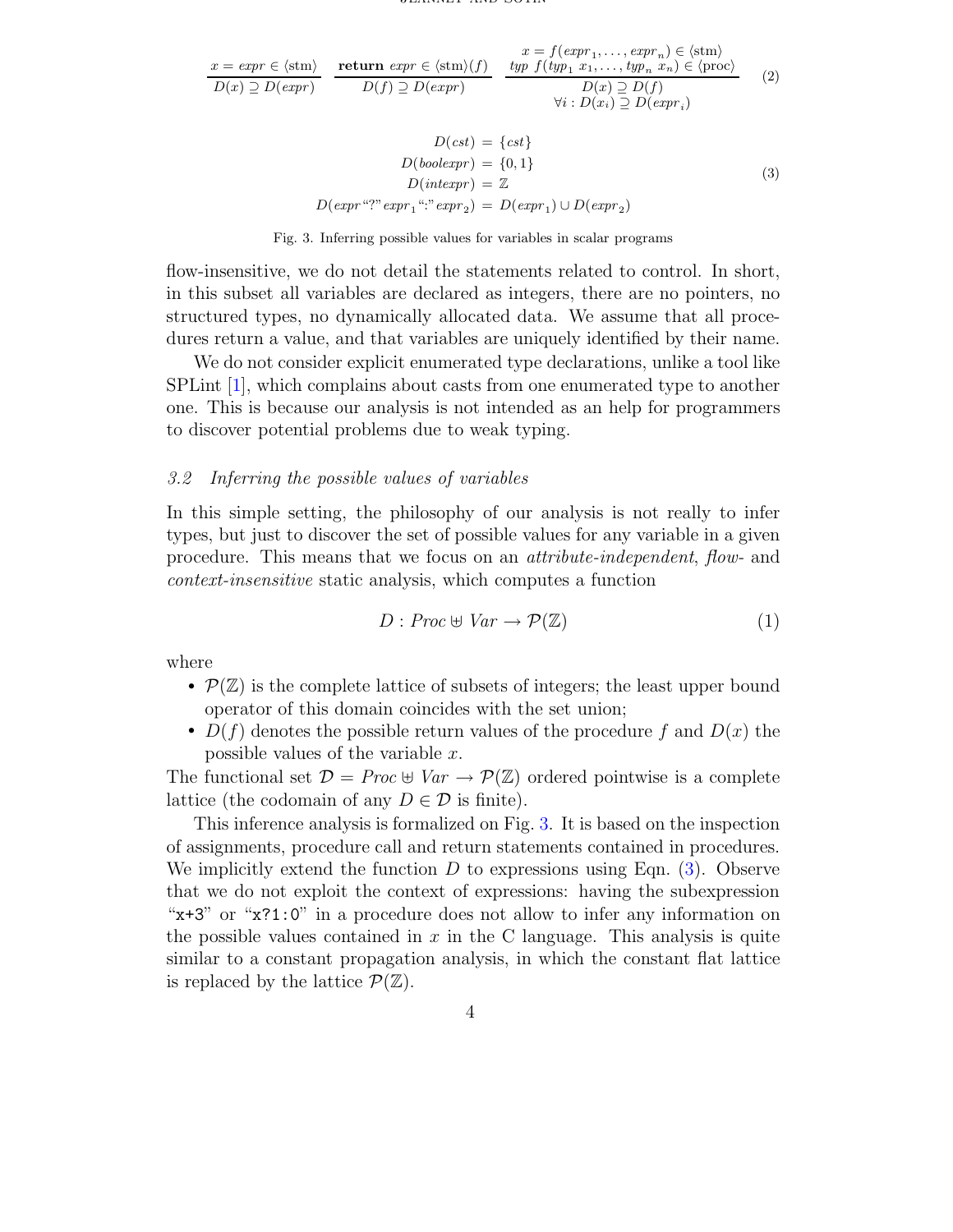$$\frac{x = \mathit{expr} \in \langle\text{stm}\rangle}{D(x) \supseteq D(\mathit{expr})} \quad \frac{\textbf{return } \mathit{expr} \in \langle\text{stm}\rangle(f)}{D(f) \supseteq D(\mathit{expr})} \quad \frac{\begin{array}{c} x = f(\mathit{expr}_1, \ldots, \mathit{expr}_n) \in \langle\text{stm}\rangle \\ \mathit{typ}\ f(\mathit{typ}_1\ x_1, \ldots, \mathit{typ}_n\ x_n) \in \langle\text{proc}\rangle \end{array}}{\begin{array}{c} D(x) \supseteq D(f) \\ \forall i : D(x_i) \supseteq D(\mathit{expr}_i) \end{array}} \tag{2}$$

$$\begin{aligned} D(\mathit{cst}) &= \{\mathit{cst}\} \\ D(\mathit{boolexpr}) &= \{0, 1\} \\ D(\mathit{intexpr}) &= \mathbb{Z} \\ D(\mathit{expr}\text{“?”}\,\mathit{expr}_1\text{“:”}\,\mathit{expr}_2) &= D(\mathit{expr}_1) \cup D(\mathit{expr}_2) \end{aligned} \tag{3}$$

Fig. 3. Inferring possible values for variables in scalar programs

flow-insensitive, we do not detail the statements related to control. In short, in this subset all variables are declared as integers, there are no pointers, no structured types, no dynamically allocated data. We assume that all procedures return a value, and that variables are uniquely identified by their name.

We do not consider explicit enumerated type declarations, unlike a tool like SPLint [1], which complains about casts from one enumerated type to another one. This is because our analysis is not intended as an help for programmers to discover potential problems due to weak typing.

### 3.2 Inferring the possible values of variables

In this simple setting, the philosophy of our analysis is not really to infer types, but just to discover the set of possible values for any variable in a given procedure. This means that we focus on an *attribute-independent*, *flow-* and *context-insensitive* static analysis, which computes a function

$$D : \mathit{Proc} \uplus \mathit{Var} \rightarrow \mathcal{P}(\mathbb{Z}) \tag{1}$$

where

- $\mathcal{P}(\mathbb{Z})$ is the complete lattice of subsets of integers; the least upper bound operator of this domain coincides with the set union;
- $D(f)$ denotes the possible return values of the procedure $f$ and $D(x)$ the possible values of the variable $x$.

The functional set $\mathcal{D} = \mathit{Proc} \uplus \mathit{Var} \rightarrow \mathcal{P}(\mathbb{Z})$ ordered pointwise is a complete lattice (the codomain of any $D \in \mathcal{D}$ is finite).

This inference analysis is formalized on Fig. 3. It is based on the inspection of assignments, procedure call and return statements contained in procedures. We implicitly extend the function $D$ to expressions using Eqn. (3). Observe that we do not exploit the context of expressions: having the subexpression “`x+3`” or “`x?1:0`” in a procedure does not allow to infer any information on the possible values contained in $x$ in the C language. This analysis is quite similar to a constant propagation analysis, in which the constant flat lattice is replaced by the lattice $\mathcal{P}(\mathbb{Z})$.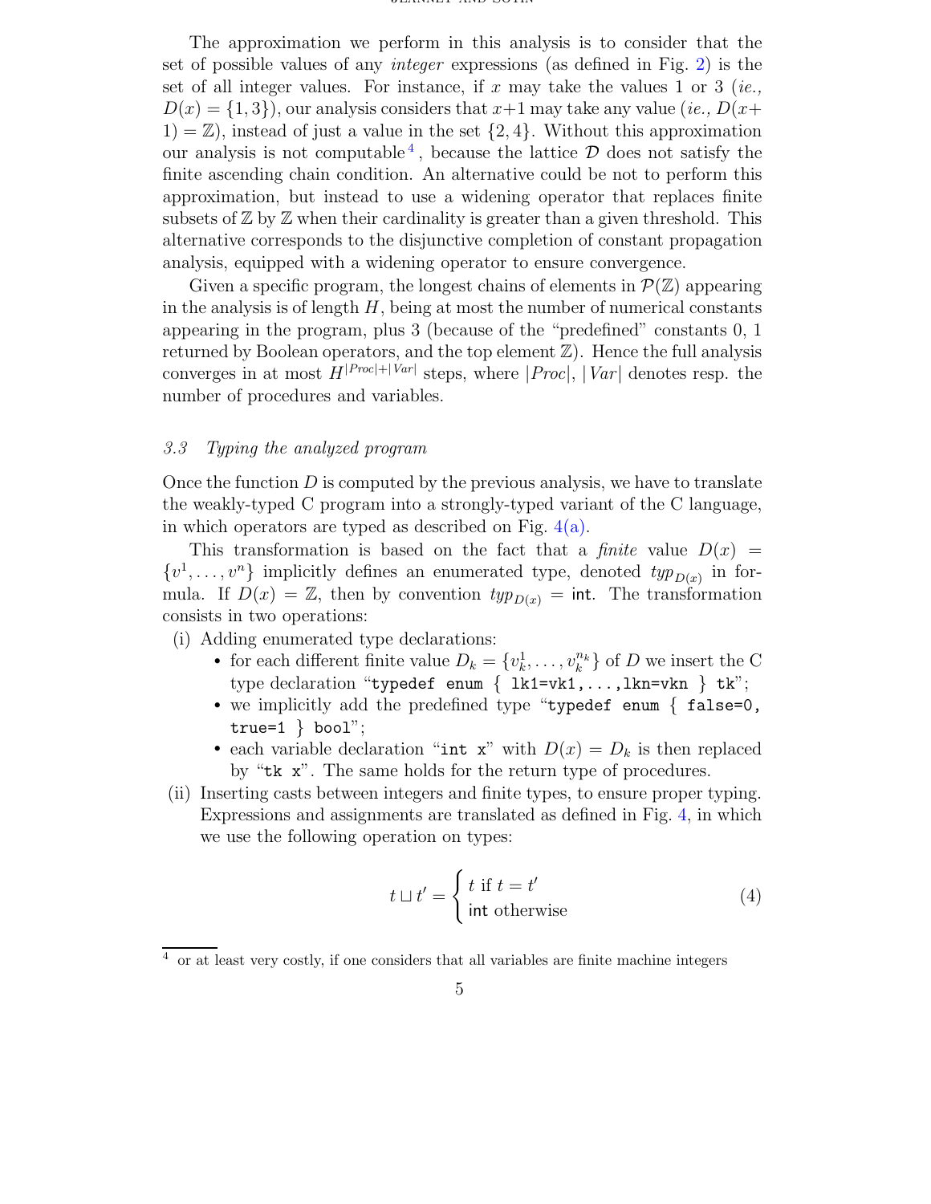The approximation we perform in this analysis is to consider that the set of possible values of any *integer* expressions (as defined in Fig. 2) is the set of all integer values. For instance, if $x$ may take the values 1 or 3 (*ie.,* $D(x) = \{1, 3\}$), our analysis considers that $x+1$ may take any value (*ie.,* $D(x+1) = \mathbb{Z}$), instead of just a value in the set $\{2, 4\}$. Without this approximation our analysis is not computable[4], because the lattice $\mathcal{D}$ does not satisfy the finite ascending chain condition. An alternative could be not to perform this approximation, but instead to use a widening operator that replaces finite subsets of $\mathbb{Z}$ by $\mathbb{Z}$ when their cardinality is greater than a given threshold. This alternative corresponds to the disjunctive completion of constant propagation analysis, equipped with a widening operator to ensure convergence.

Given a specific program, the longest chains of elements in $\mathcal{P}(\mathbb{Z})$ appearing in the analysis is of length $H$, being at most the number of numerical constants appearing in the program, plus 3 (because of the "predefined" constants 0, 1 returned by Boolean operators, and the top element $\mathbb{Z}$). Hence the full analysis converges in at most $H^{|Proc|+|Var|}$ steps, where $|Proc|$, $|Var|$ denotes resp. the number of procedures and variables.

### 3.3 Typing the analyzed program

Once the function $D$ is computed by the previous analysis, we have to translate the weakly-typed C program into a strongly-typed variant of the C language, in which operators are typed as described on Fig. 4(a).

This transformation is based on the fact that a *finite* value $D(x) = \{v^1, \ldots, v^n\}$ implicitly defines an enumerated type, denoted $typ_{D(x)}$ in formula. If $D(x) = \mathbb{Z}$, then by convention $typ_{D(x)} = \mathsf{int}$. The transformation consists in two operations:

(i) Adding enumerated type declarations:
   - for each different finite value $D_k = \{v_k^1, \ldots, v_k^{n_k}\}$ of $D$ we insert the C type declaration "`typedef enum { lk1=vk1,...,lkn=vkn } tk`";
   - we implicitly add the predefined type "`typedef enum { false=0, true=1 } bool`";
   - each variable declaration "`int x`" with $D(x) = D_k$ is then replaced by "`tk x`". The same holds for the return type of procedures.

(ii) Inserting casts between integers and finite types, to ensure proper typing. Expressions and assignments are translated as defined in Fig. 4, in which we use the following operation on types:

$$t \sqcup t' = \begin{cases} t \text{ if } t = t' \\ \mathsf{int} \text{ otherwise} \end{cases} \tag{4}$$

[4] or at least very costly, if one considers that all variables are finite machine integers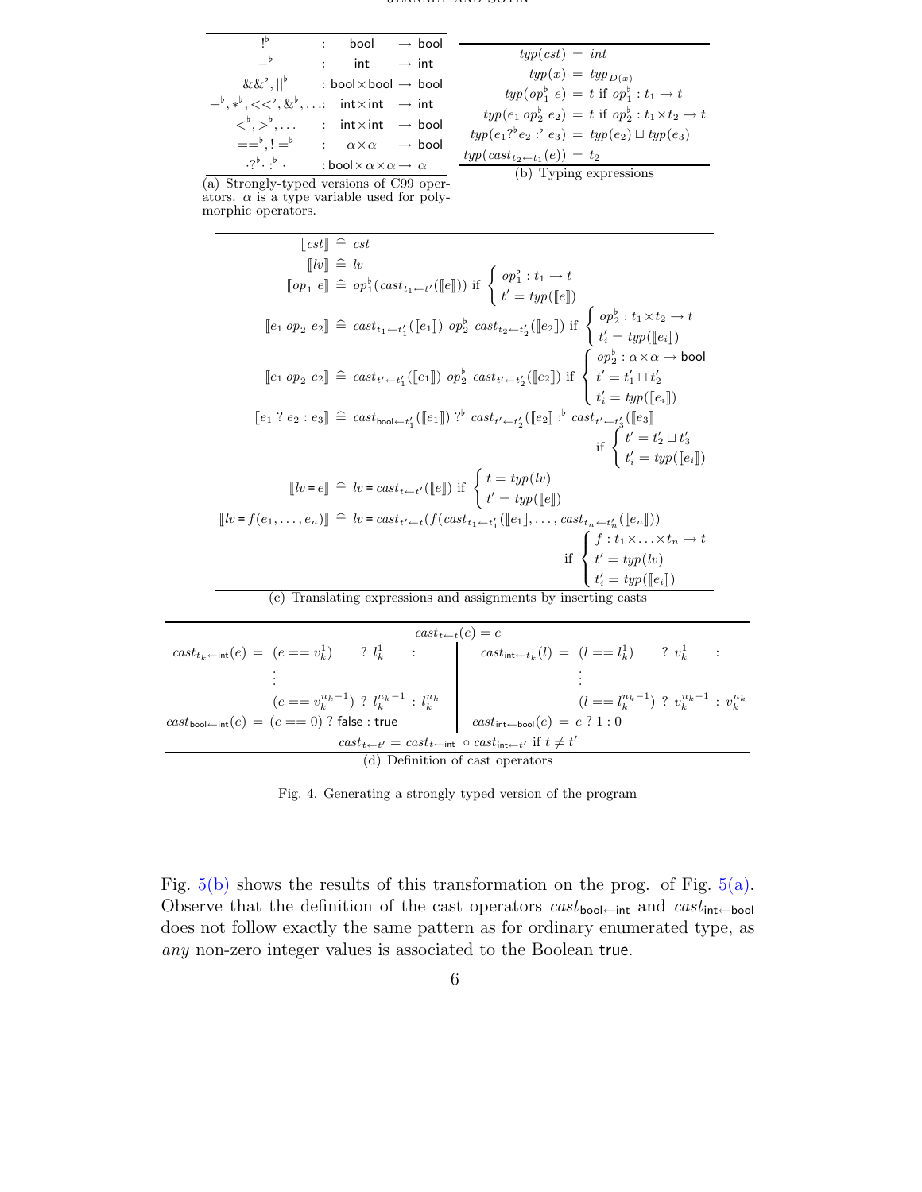| | | | |
|---|---|---|---|
| $!^\flat$ | : | bool | $\to$ bool |
| $-^\flat$ | : | int | $\to$ int |
| $\&\&^\flat, \|\|^\flat$ | : | bool $\times$ bool | $\to$ bool |
| $+^\flat, *^\flat, <<^\flat, \&^\flat, \ldots$ | : | int $\times$ int | $\to$ int |
| $<^\flat, >^\flat, \ldots$ | : | int $\times$ int | $\to$ bool |
| $==^\flat, !=^\flat$ | : | $\alpha \times \alpha$ | $\to$ bool |
| $\cdot ?^\flat \cdot :^\flat \cdot$ | : | bool $\times \alpha \times \alpha$ | $\to \alpha$ |

(a) Strongly-typed versions of C99 operators. $\alpha$ is a type variable used for polymorphic operators.

$$
\begin{aligned}
typ(cst) &= int \\
typ(x) &= typ_{D(x)} \\
typ(op_1^\flat\ e) &= t \text{ if } op_1^\flat : t_1 \to t \\
typ(e_1\ op_2^\flat\ e_2) &= t \text{ if } op_2^\flat : t_1 \times t_2 \to t \\
typ(e_1 ?^\flat e_2 :^\flat e_3) &= typ(e_2) \sqcup typ(e_3) \\
typ(cast_{t_2 \leftarrow t_1}(e)) &= t_2
\end{aligned}
$$

(b) Typing expressions

$$
\begin{aligned}
[\![cst]\!] &\hat{=} cst \\
[\![lv]\!] &\hat{=} lv \\
[\![op_1\ e]\!] &\hat{=} op_1^\flat(cast_{t_1 \leftarrow t'}([\![e]\!])) \text{ if } \begin{cases} op_1^\flat : t_1 \to t \\ t' = typ([\![e]\!]) \end{cases} \\
[\![e_1\ op_2\ e_2]\!] &\hat{=} cast_{t_1 \leftarrow t_1'}([\![e_1]\!])\ op_2^\flat\ cast_{t_2 \leftarrow t_2'}([\![e_2]\!]) \text{ if } \begin{cases} op_2^\flat : t_1 \times t_2 \to t \\ t_i' = typ([\![e_i]\!]) \end{cases} \\
[\![e_1\ op_2\ e_2]\!] &\hat{=} cast_{t' \leftarrow t_1'}([\![e_1]\!])\ op_2^\flat\ cast_{t' \leftarrow t_2'}([\![e_2]\!]) \text{ if } \begin{cases} op_2^\flat : \alpha \times \alpha \to \mathsf{bool} \\ t' = t_1' \sqcup t_2' \\ t_i' = typ([\![e_i]\!]) \end{cases} \\
[\![e_1\ ?\ e_2 : e_3]\!] &\hat{=} cast_{\mathsf{bool} \leftarrow t_1'}([\![e_1]\!])\ ?^\flat\ cast_{t' \leftarrow t_2'}([\![e_2]\!])\ :^\flat\ cast_{t' \leftarrow t_3'}([\![e_3]\!]) \\
&\qquad \text{if } \begin{cases} t' = t_2' \sqcup t_3' \\ t_i' = typ([\![e_i]\!]) \end{cases} \\
[\![lv = e]\!] &\hat{=} lv = cast_{t \leftarrow t'}([\![e]\!]) \text{ if } \begin{cases} t = typ(lv) \\ t' = typ([\![e]\!]) \end{cases} \\
[\![lv = f(e_1, \ldots, e_n)]\!] &\hat{=} lv = cast_{t' \leftarrow t}(f(cast_{t_1 \leftarrow t_1'}([\![e_1]\!]), \ldots, cast_{t_n \leftarrow t_n'}([\![e_n]\!])) \\
&\qquad \text{if } \begin{cases} f : t_1 \times \ldots \times t_n \to t \\ t' = typ(lv) \\ t_i' = typ([\![e_i]\!]) \end{cases}
\end{aligned}
$$

(c) Translating expressions and assignments by inserting casts

$$cast_{t \leftarrow t}(e) = e$$

$$
\begin{aligned}
cast_{t_k \leftarrow \mathsf{int}}(e) = {} & (e == v_k^1) \quad ?\ l_k^1 \quad : \\
& \vdots \\
& (e == v_k^{n_k - 1})\ ?\ l_k^{n_k - 1} : l_k^{n_k} \\
cast_{\mathsf{bool} \leftarrow \mathsf{int}}(e) = {} & (e == 0)\ ?\ \mathsf{false} : \mathsf{true}
\end{aligned}
\qquad
\begin{aligned}
cast_{\mathsf{int} \leftarrow t_k}(l) = {} & (l == l_k^1) \quad ?\ v_k^1 \quad : \\
& \vdots \\
& (l == l_k^{n_k - 1})\ ?\ v_k^{n_k - 1} : v_k^{n_k} \\
cast_{\mathsf{int} \leftarrow \mathsf{bool}}(e) = {} & e\ ?\ 1 : 0
\end{aligned}
$$

$$cast_{t \leftarrow t'} = cast_{t \leftarrow \mathsf{int}} \circ cast_{\mathsf{int} \leftarrow t'} \text{ if } t \neq t'$$

(d) Definition of cast operators

Fig. 4. Generating a strongly typed version of the program

Fig. 5(b) shows the results of this transformation on the prog. of Fig. 5(a). Observe that the definition of the cast operators $cast_{\mathsf{bool} \leftarrow \mathsf{int}}$ and $cast_{\mathsf{int} \leftarrow \mathsf{bool}}$ does not follow exactly the same pattern as for ordinary enumerated type, as *any* non-zero integer values is associated to the Boolean true.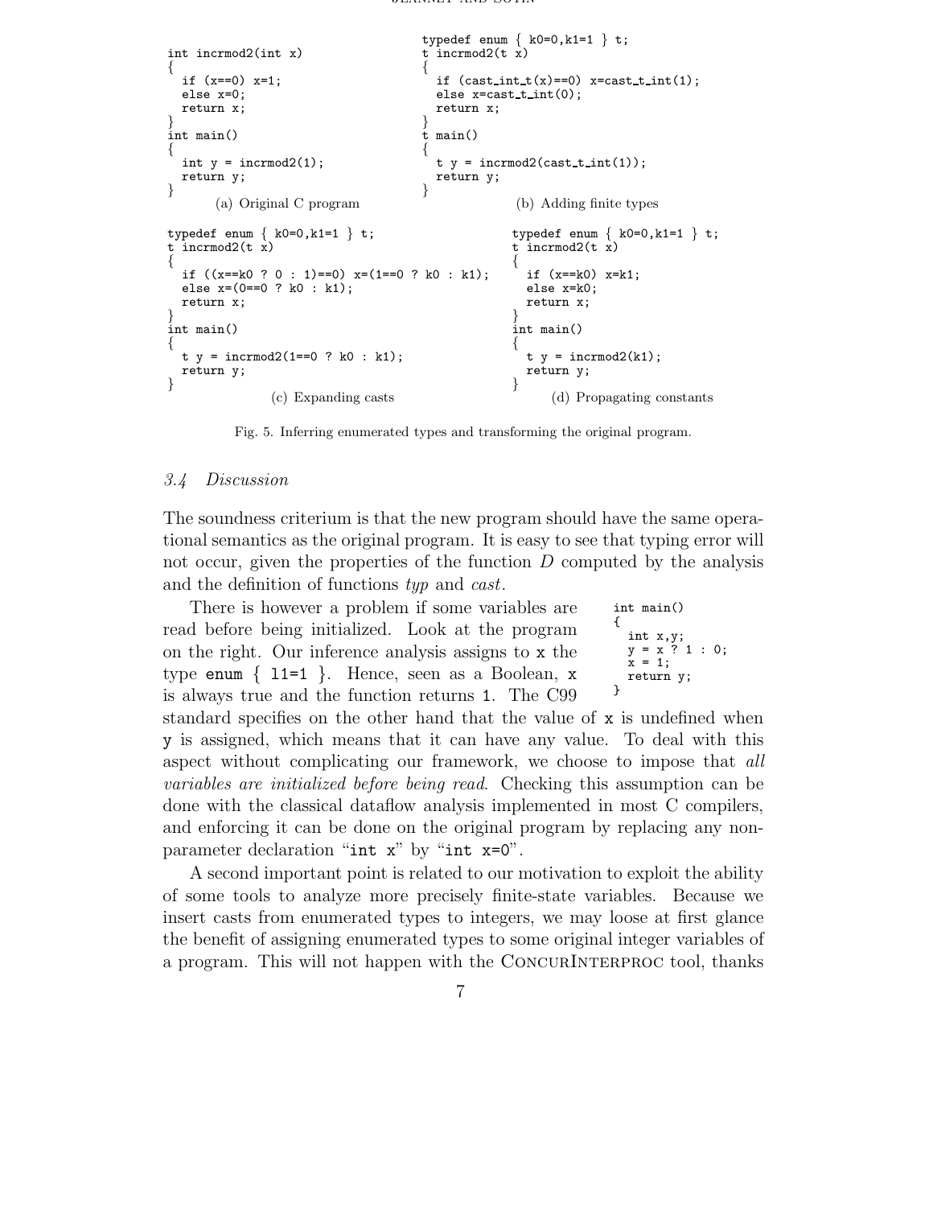```c
int incrmod2(int x)
{
  if (x==0) x=1;
  else x=0;
  return x;
}
int main()
{
  int y = incrmod2(1);
  return y;
}
```

(a) Original C program

```c
typedef enum { k0=0,k1=1 } t;
t incrmod2(t x)
{
  if (cast_int_t(x)==0) x=cast_t_int(1);
  else x=cast_t_int(0);
  return x;
}
t main()
{
  t y = incrmod2(cast_t_int(1));
  return y;
}
```

(b) Adding finite types

```c
typedef enum { k0=0,k1=1 } t;
t incrmod2(t x)
{
  if ((x==k0 ? 0 : 1)==0) x=(1==0 ? k0 : k1);
  else x=(0==0 ? k0 : k1);
  return x;
}
int main()
{
  t y = incrmod2(1==0 ? k0 : k1);
  return y;
}
```

(c) Expanding casts

```c
typedef enum { k0=0,k1=1 } t;
t incrmod2(t x)
{
  if (x==k0) x=k1;
  else x=k0;
  return x;
}
int main()
{
  t y = incrmod2(k1);
  return y;
}
```

(d) Propagating constants

Fig. 5. Inferring enumerated types and transforming the original program.

### *3.4 Discussion*

The soundness criterium is that the new program should have the same operational semantics as the original program. It is easy to see that typing error will not occur, given the properties of the function $D$ computed by the analysis and the definition of functions *typ* and *cast*.

```c
int main()
{
  int x,y;
  y = x ? 1 : 0;
  x = 1;
  return y;
}
```

There is however a problem if some variables are read before being initialized. Look at the program on the right. Our inference analysis assigns to `x` the type `enum { l1=1 }`. Hence, seen as a Boolean, `x` is always true and the function returns `1`. The C99 standard specifies on the other hand that the value of `x` is undefined when `y` is assigned, which means that it can have any value. To deal with this aspect without complicating our framework, we choose to impose that *all variables are initialized before being read*. Checking this assumption can be done with the classical dataflow analysis implemented in most C compilers, and enforcing it can be done on the original program by replacing any non-parameter declaration "`int x`" by "`int x=0`".

A second important point is related to our motivation to exploit the ability of some tools to analyze more precisely finite-state variables. Because we insert casts from enumerated types to integers, we may loose at first glance the benefit of assigning enumerated types to some original integer variables of a program. This will not happen with the ConcurInterproc tool, thanks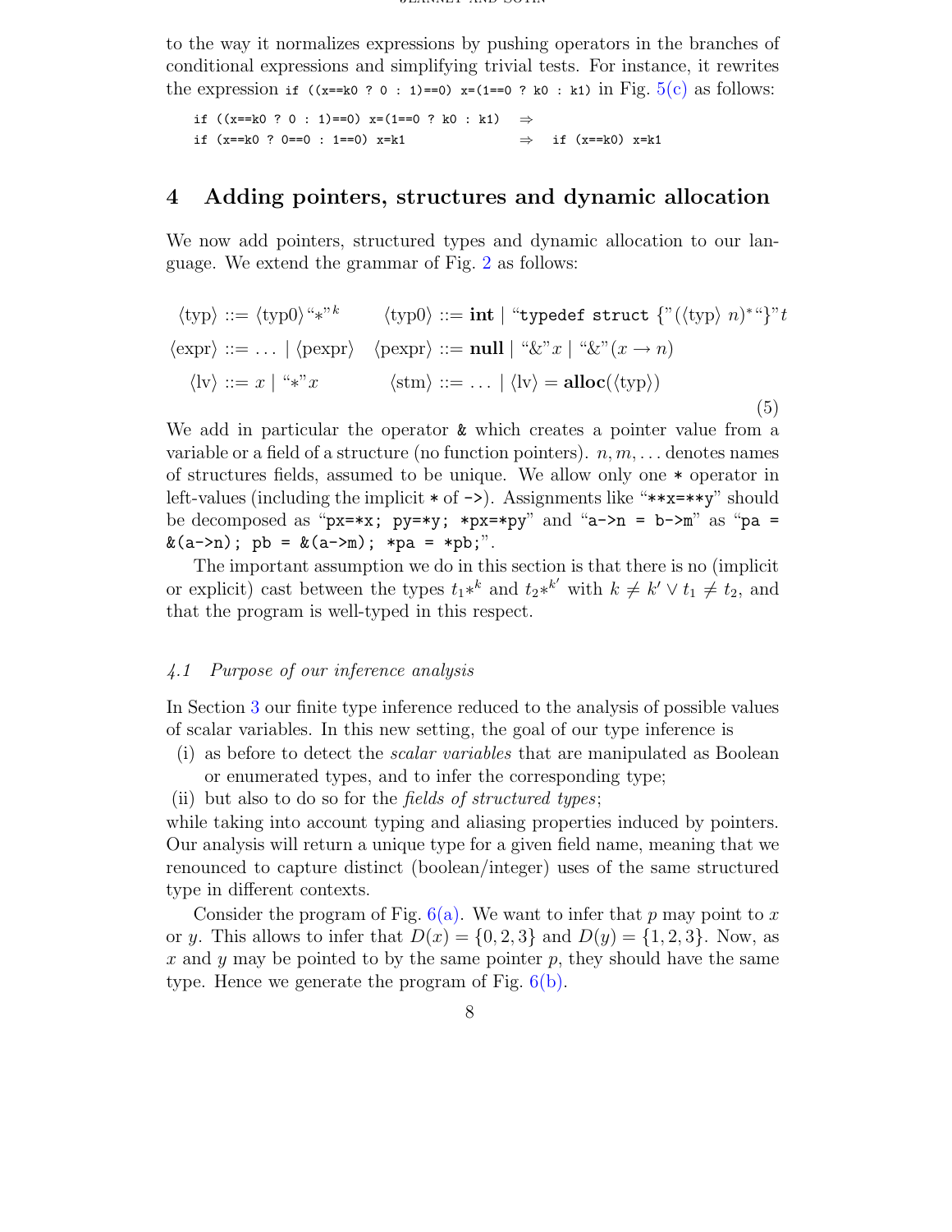to the way it normalizes expressions by pushing operators in the branches of conditional expressions and simplifying trivial tests. For instance, it rewrites the expression `if ((x==k0 ? 0 : 1)==0) x=(1==0 ? k0 : k1)` in Fig. 5(c) as follows:

```
if ((x==k0 ? 0 : 1)==0) x=(1==0 ? k0 : k1)   ⇒
if (x==k0 ? 0==0 : 1==0) x=k1                ⇒   if (x==k0) x=k1
```

## 4 Adding pointers, structures and dynamic allocation

We now add pointers, structured types and dynamic allocation to our language. We extend the grammar of Fig. 2 as follows:

$$\begin{array}{ll} \langle\text{typ}\rangle ::= \langle\text{typ0}\rangle\,\text{“}*\text{”}^k & \langle\text{typ0}\rangle ::= \textbf{int} \mid \text{“}\texttt{typedef struct \{}\text{”}(\langle\text{typ}\rangle\ n)^*\text{“\}”}t \\ \langle\text{expr}\rangle ::= \ldots \mid \langle\text{pexpr}\rangle & \langle\text{pexpr}\rangle ::= \textbf{null} \mid \text{“\&”}x \mid \text{“\&”}(x \to n) \\ \langle\text{lv}\rangle ::= x \mid \text{“}*\text{”}x & \langle\text{stm}\rangle ::= \ldots \mid \langle\text{lv}\rangle = \textbf{alloc}(\langle\text{typ}\rangle) \end{array} \quad (5)$$

We add in particular the operator `&` which creates a pointer value from a variable or a field of a structure (no function pointers). $n, m, \ldots$ denotes names of structures fields, assumed to be unique. We allow only one `*` operator in left-values (including the implicit `*` of `->`). Assignments like “`**x=**y`” should be decomposed as “`px=*x; py=*y; *px=*py`” and “`a->n = b->m`” as “`pa = &(a->n); pb = &(a->m); *pa = *pb;`”.

The important assumption we do in this section is that there is no (implicit or explicit) cast between the types $t_1{*}^k$ and $t_2{*}^{k'}$ with $k \neq k' \vee t_1 \neq t_2$, and that the program is well-typed in this respect.

### *4.1 Purpose of our inference analysis*

In Section 3 our finite type inference reduced to the analysis of possible values of scalar variables. In this new setting, the goal of our type inference is

(i) as before to detect the *scalar variables* that are manipulated as Boolean or enumerated types, and to infer the corresponding type;

(ii) but also to do so for the *fields of structured types*;

while taking into account typing and aliasing properties induced by pointers. Our analysis will return a unique type for a given field name, meaning that we renounced to capture distinct (boolean/integer) uses of the same structured type in different contexts.

Consider the program of Fig. 6(a). We want to infer that $p$ may point to $x$ or $y$. This allows to infer that $D(x) = \{0, 2, 3\}$ and $D(y) = \{1, 2, 3\}$. Now, as $x$ and $y$ may be pointed to by the same pointer $p$, they should have the same type. Hence we generate the program of Fig. 6(b).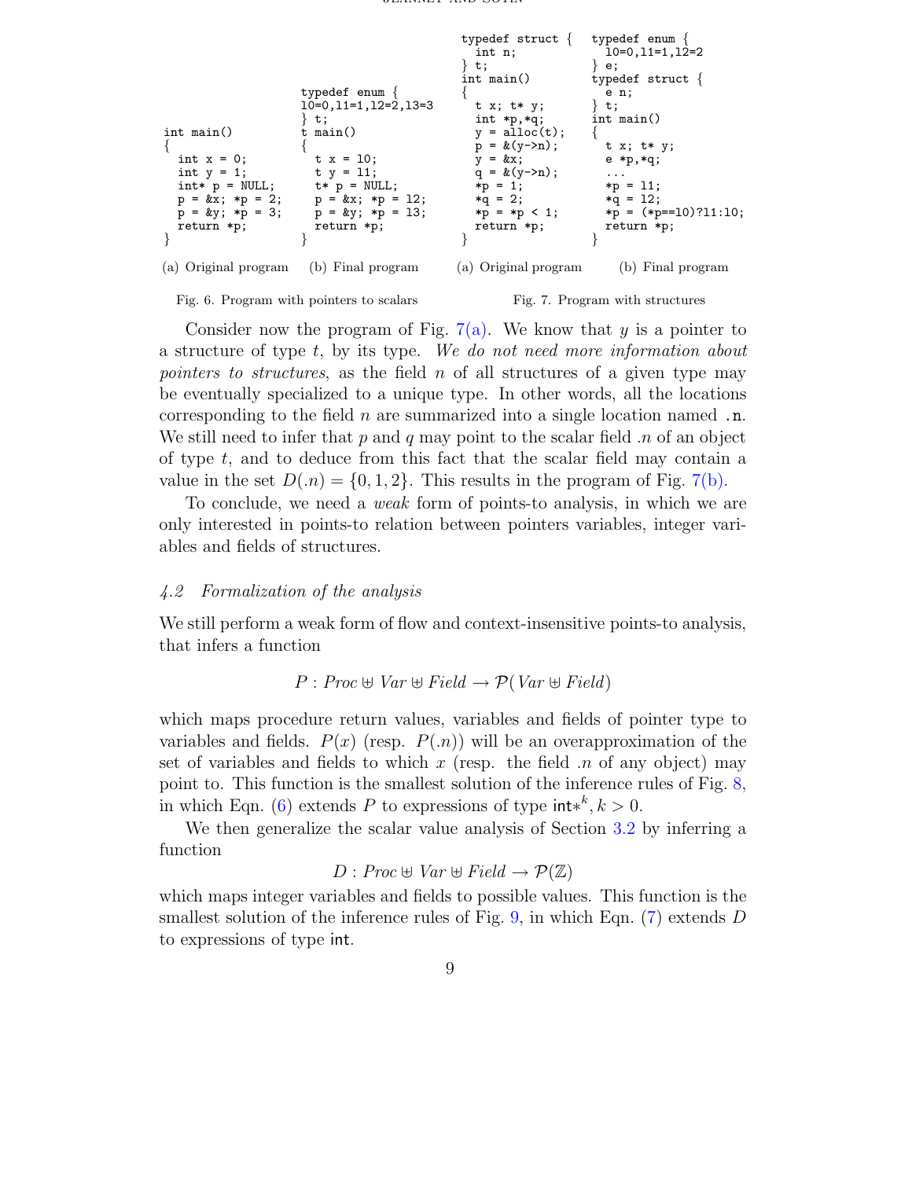```
int main()
{
  int x = 0;
  int y = 1;
  int* p = NULL;
  p = &x; *p = 2;
  p = &y; *p = 3;
  return *p;
}
```

(a) Original program

```
typedef enum {
l0=0,l1=1,l2=2,l3=3
} t;
t main()
{
  t x = l0;
  t y = l1;
  t* p = NULL;
  p = &x; *p = l2;
  p = &y; *p = l3;
  return *p;
}
```

(b) Final program

Fig. 6. Program with pointers to scalars

```
typedef struct {
  int n;
} t;
int main()
{
  t x; t* y;
  int *p,*q;
  y = alloc(t);
  p = &(y->n);
  y = &x;
  q = &(y->n);
  *p = 1;
  *q = 2;
  *p = *p < 1;
  return *p;
}
```

(a) Original program

```
typedef enum {
  l0=0,l1=1,l2=2
} e;
typedef struct {
  e n;
} t;
int main()
{
  t x; t* y;
  e *p,*q;
  ...
  *p = l1;
  *q = l2;
  *p = (*p==l0)?l1:l0;
  return *p;
}
```

(b) Final program

Fig. 7. Program with structures

Consider now the program of Fig. 7(a). We know that $y$ is a pointer to a structure of type $t$, by its type. *We do not need more information about pointers to structures*, as the field $n$ of all structures of a given type may be eventually specialized to a unique type. In other words, all the locations corresponding to the field $n$ are summarized into a single location named `.n`. We still need to infer that $p$ and $q$ may point to the scalar field $.n$ of an object of type $t$, and to deduce from this fact that the scalar field may contain a value in the set $D(.n) = \{0, 1, 2\}$. This results in the program of Fig. 7(b).

To conclude, we need a *weak* form of points-to analysis, in which we are only interested in points-to relation between pointers variables, integer variables and fields of structures.

### 4.2 Formalization of the analysis

We still perform a weak form of flow and context-insensitive points-to analysis, that infers a function

$$P : Proc \uplus Var \uplus Field \rightarrow \mathcal{P}(Var \uplus Field)$$

which maps procedure return values, variables and fields of pointer type to variables and fields. $P(x)$ (resp. $P(.n)$) will be an overapproximation of the set of variables and fields to which $x$ (resp. the field $.n$ of any object) may point to. This function is the smallest solution of the inference rules of Fig. 8, in which Eqn. (6) extends $P$ to expressions of type $\mathsf{int}*^k, k > 0$.

We then generalize the scalar value analysis of Section 3.2 by inferring a function

$$D : Proc \uplus Var \uplus Field \rightarrow \mathcal{P}(\mathbb{Z})$$

which maps integer variables and fields to possible values. This function is the smallest solution of the inference rules of Fig. 9, in which Eqn. (7) extends $D$ to expressions of type $\mathsf{int}$.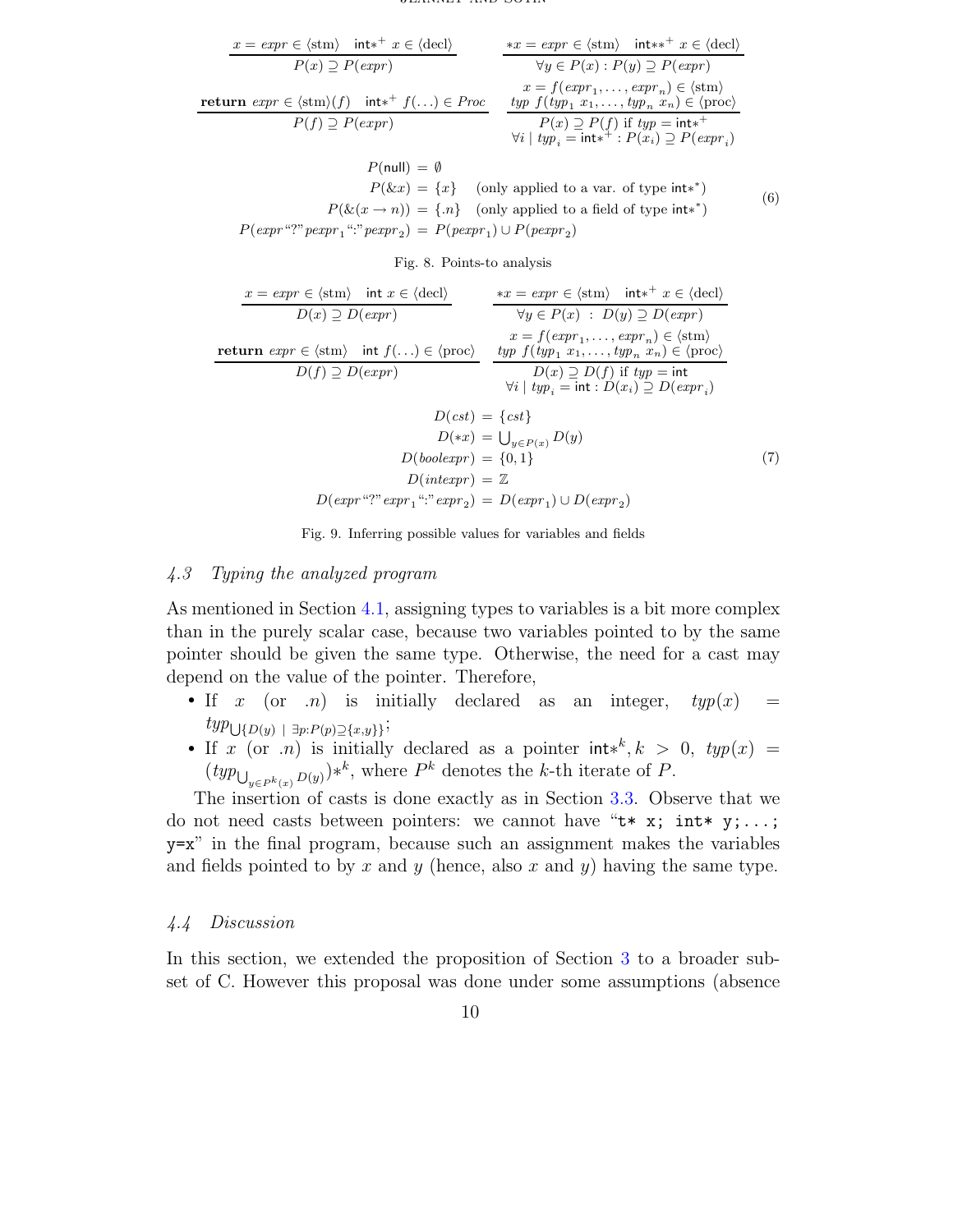$$\frac{x = expr \in \langle\text{stm}\rangle \quad \mathsf{int}{*}^{+}\ x \in \langle\text{decl}\rangle}{P(x) \supseteq P(expr)} \qquad \frac{*x = expr \in \langle\text{stm}\rangle \quad \mathsf{int}{**}^{+}\ x \in \langle\text{decl}\rangle}{\forall y \in P(x) : P(y) \supseteq P(expr)}$$

$$\frac{\textbf{return}\ expr \in \langle\text{stm}\rangle(f) \quad \mathsf{int}{*}^{+}\ f(\ldots) \in Proc}{P(f) \supseteq P(expr)} \qquad \frac{\begin{array}{c} x = f(expr_1, \ldots, expr_n) \in \langle\text{stm}\rangle \\ typ\ f(typ_1\ x_1, \ldots, typ_n\ x_n) \in \langle\text{proc}\rangle \end{array}}{\begin{array}{c} P(x) \supseteq P(f) \text{ if } typ = \mathsf{int}{*}^{+} \\ \forall i \mid typ_i = \mathsf{int}{*}^{+} : P(x_i) \supseteq P(expr_i) \end{array}}$$

$$\begin{aligned} P(\mathsf{null}) &= \emptyset \\ P(\&x) &= \{x\} \quad \text{(only applied to a var. of type } \mathsf{int}{*}^{*}\text{)} \\ P(\&(x \rightarrow n)) &= \{.n\} \quad \text{(only applied to a field of type } \mathsf{int}{*}^{*}\text{)} \\ P(expr\text{“?”}pexpr_1\text{“:”}pexpr_2) &= P(pexpr_1) \cup P(pexpr_2) \end{aligned} \tag{6}$$

Fig. 8. Points-to analysis

$$\frac{x = expr \in \langle\text{stm}\rangle \quad \mathsf{int}\ x \in \langle\text{decl}\rangle}{D(x) \supseteq D(expr)} \qquad \frac{*x = expr \in \langle\text{stm}\rangle \quad \mathsf{int}{*}^{+}\ x \in \langle\text{decl}\rangle}{\forall y \in P(x) \ :\ D(y) \supseteq D(expr)}$$

$$\frac{\textbf{return}\ expr \in \langle\text{stm}\rangle \quad \mathsf{int}\ f(\ldots) \in \langle\text{proc}\rangle}{D(f) \supseteq D(expr)} \qquad \frac{\begin{array}{c} x = f(expr_1, \ldots, expr_n) \in \langle\text{stm}\rangle \\ typ\ f(typ_1\ x_1, \ldots, typ_n\ x_n) \in \langle\text{proc}\rangle \end{array}}{\begin{array}{c} D(x) \supseteq D(f) \text{ if } typ = \mathsf{int} \\ \forall i \mid typ_i = \mathsf{int} : D(x_i) \supseteq D(expr_i) \end{array}}$$

$$\begin{aligned} D(cst) &= \{cst\} \\ D(*x) &= \textstyle\bigcup_{y \in P(x)} D(y) \\ D(boolexpr) &= \{0, 1\} \\ D(intexpr) &= \mathbb{Z} \\ D(expr\text{“?”}expr_1\text{“:”}expr_2) &= D(expr_1) \cup D(expr_2) \end{aligned} \tag{7}$$

Fig. 9. Inferring possible values for variables and fields

### 4.3 Typing the analyzed program

As mentioned in Section 4.1, assigning types to variables is a bit more complex than in the purely scalar case, because two variables pointed to by the same pointer should be given the same type. Otherwise, the need for a cast may depend on the value of the pointer. Therefore,

- If $x$ (or $.n$) is initially declared as an integer, $typ(x) = typ_{\bigcup\{D(y) \ \mid\ \exists p: P(p) \supseteq \{x,y\}\}}$;
- If $x$ (or $.n$) is initially declared as a pointer $\mathsf{int}{*}^{k}, k > 0$, $typ(x) = (typ_{\bigcup_{y \in P^k(x)} D(y)}){*}^{k}$, where $P^k$ denotes the $k$-th iterate of $P$.

The insertion of casts is done exactly as in Section 3.3. Observe that we do not need casts between pointers: we cannot have “`t* x; int* y;...; y=x`” in the final program, because such an assignment makes the variables and fields pointed to by $x$ and $y$ (hence, also $x$ and $y$) having the same type.

### 4.4 Discussion

In this section, we extended the proposition of Section 3 to a broader subset of C. However this proposal was done under some assumptions (absence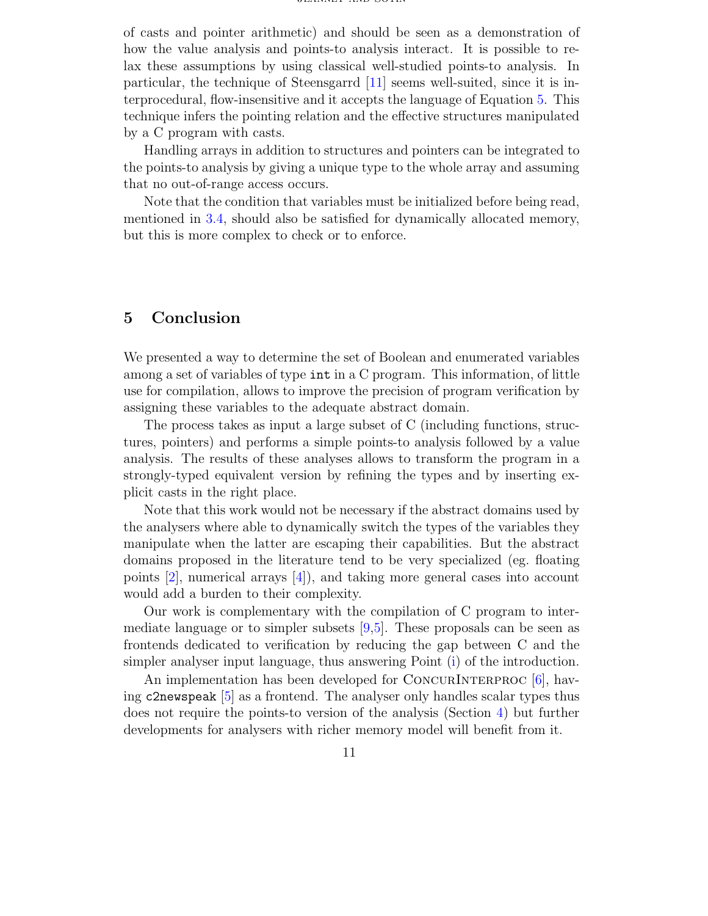of casts and pointer arithmetic) and should be seen as a demonstration of how the value analysis and points-to analysis interact. It is possible to relax these assumptions by using classical well-studied points-to analysis. In particular, the technique of Steensgarrd [11] seems well-suited, since it is interprocedural, flow-insensitive and it accepts the language of Equation 5. This technique infers the pointing relation and the effective structures manipulated by a C program with casts.

Handling arrays in addition to structures and pointers can be integrated to the points-to analysis by giving a unique type to the whole array and assuming that no out-of-range access occurs.

Note that the condition that variables must be initialized before being read, mentioned in 3.4, should also be satisfied for dynamically allocated memory, but this is more complex to check or to enforce.

## 5 Conclusion

We presented a way to determine the set of Boolean and enumerated variables among a set of variables of type `int` in a C program. This information, of little use for compilation, allows to improve the precision of program verification by assigning these variables to the adequate abstract domain.

The process takes as input a large subset of C (including functions, structures, pointers) and performs a simple points-to analysis followed by a value analysis. The results of these analyses allows to transform the program in a strongly-typed equivalent version by refining the types and by inserting explicit casts in the right place.

Note that this work would not be necessary if the abstract domains used by the analysers where able to dynamically switch the types of the variables they manipulate when the latter are escaping their capabilities. But the abstract domains proposed in the literature tend to be very specialized (eg. floating points [2], numerical arrays [4]), and taking more general cases into account would add a burden to their complexity.

Our work is complementary with the compilation of C program to intermediate language or to simpler subsets [9,5]. These proposals can be seen as frontends dedicated to verification by reducing the gap between C and the simpler analyser input language, thus answering Point (i) of the introduction.

An implementation has been developed for ConcurInterproc [6], having `c2newspeak` [5] as a frontend. The analyser only handles scalar types thus does not require the points-to version of the analysis (Section 4) but further developments for analysers with richer memory model will benefit from it.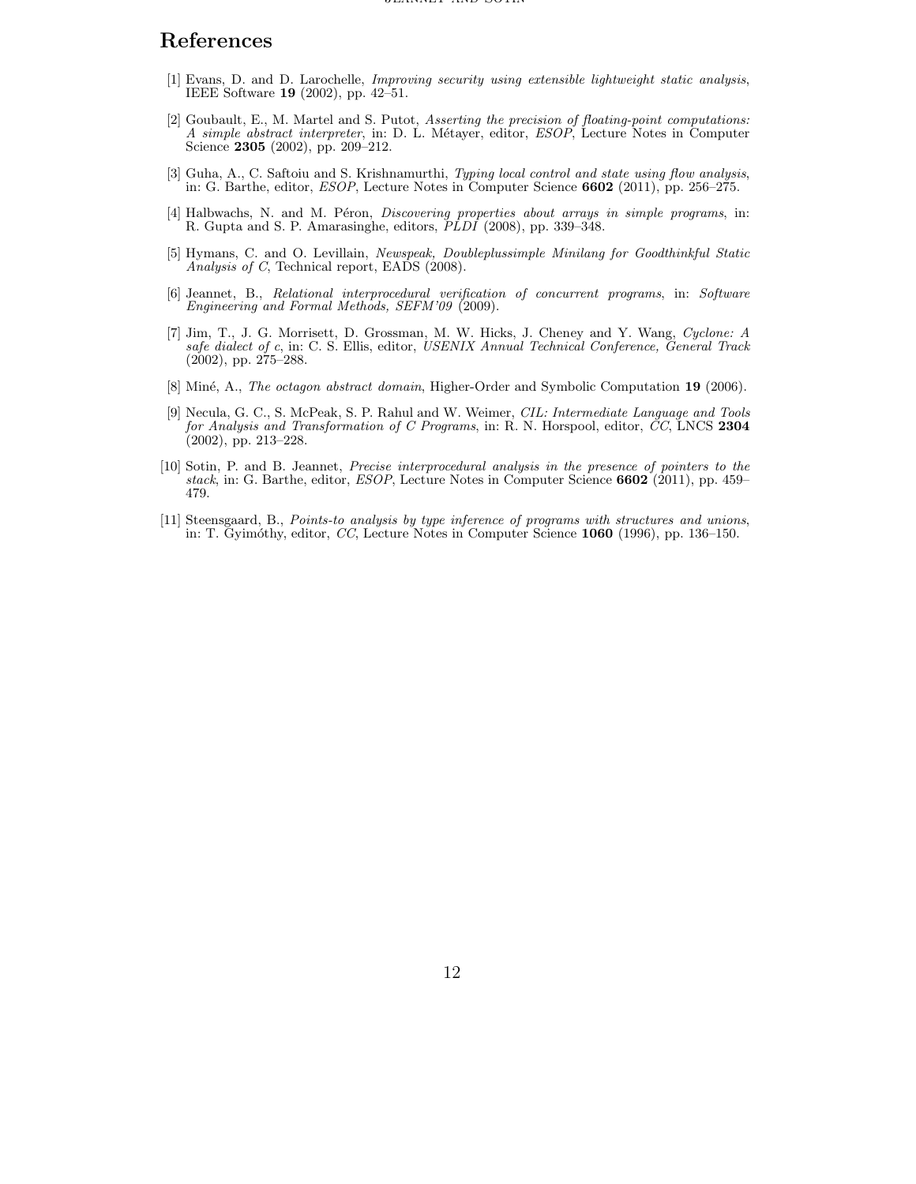## References

[1] Evans, D. and D. Larochelle, *Improving security using extensible lightweight static analysis*, IEEE Software **19** (2002), pp. 42–51.

[2] Goubault, E., M. Martel and S. Putot, *Asserting the precision of floating-point computations: A simple abstract interpreter*, in: D. L. Métayer, editor, *ESOP*, Lecture Notes in Computer Science **2305** (2002), pp. 209–212.

[3] Guha, A., C. Saftoiu and S. Krishnamurthi, *Typing local control and state using flow analysis*, in: G. Barthe, editor, *ESOP*, Lecture Notes in Computer Science **6602** (2011), pp. 256–275.

[4] Halbwachs, N. and M. Péron, *Discovering properties about arrays in simple programs*, in: R. Gupta and S. P. Amarasinghe, editors, *PLDI* (2008), pp. 339–348.

[5] Hymans, C. and O. Levillain, *Newspeak, Doubleplussimple Minilang for Goodthinkful Static Analysis of C*, Technical report, EADS (2008).

[6] Jeannet, B., *Relational interprocedural verification of concurrent programs*, in: *Software Engineering and Formal Methods, SEFM'09* (2009).

[7] Jim, T., J. G. Morrisett, D. Grossman, M. W. Hicks, J. Cheney and Y. Wang, *Cyclone: A safe dialect of c*, in: C. S. Ellis, editor, *USENIX Annual Technical Conference, General Track* (2002), pp. 275–288.

[8] Miné, A., *The octagon abstract domain*, Higher-Order and Symbolic Computation **19** (2006).

[9] Necula, G. C., S. McPeak, S. P. Rahul and W. Weimer, *CIL: Intermediate Language and Tools for Analysis and Transformation of C Programs*, in: R. N. Horspool, editor, *CC*, LNCS **2304** (2002), pp. 213–228.

[10] Sotin, P. and B. Jeannet, *Precise interprocedural analysis in the presence of pointers to the stack*, in: G. Barthe, editor, *ESOP*, Lecture Notes in Computer Science **6602** (2011), pp. 459–479.

[11] Steensgaard, B., *Points-to analysis by type inference of programs with structures and unions*, in: T. Gyimóthy, editor, *CC*, Lecture Notes in Computer Science **1060** (1996), pp. 136–150.